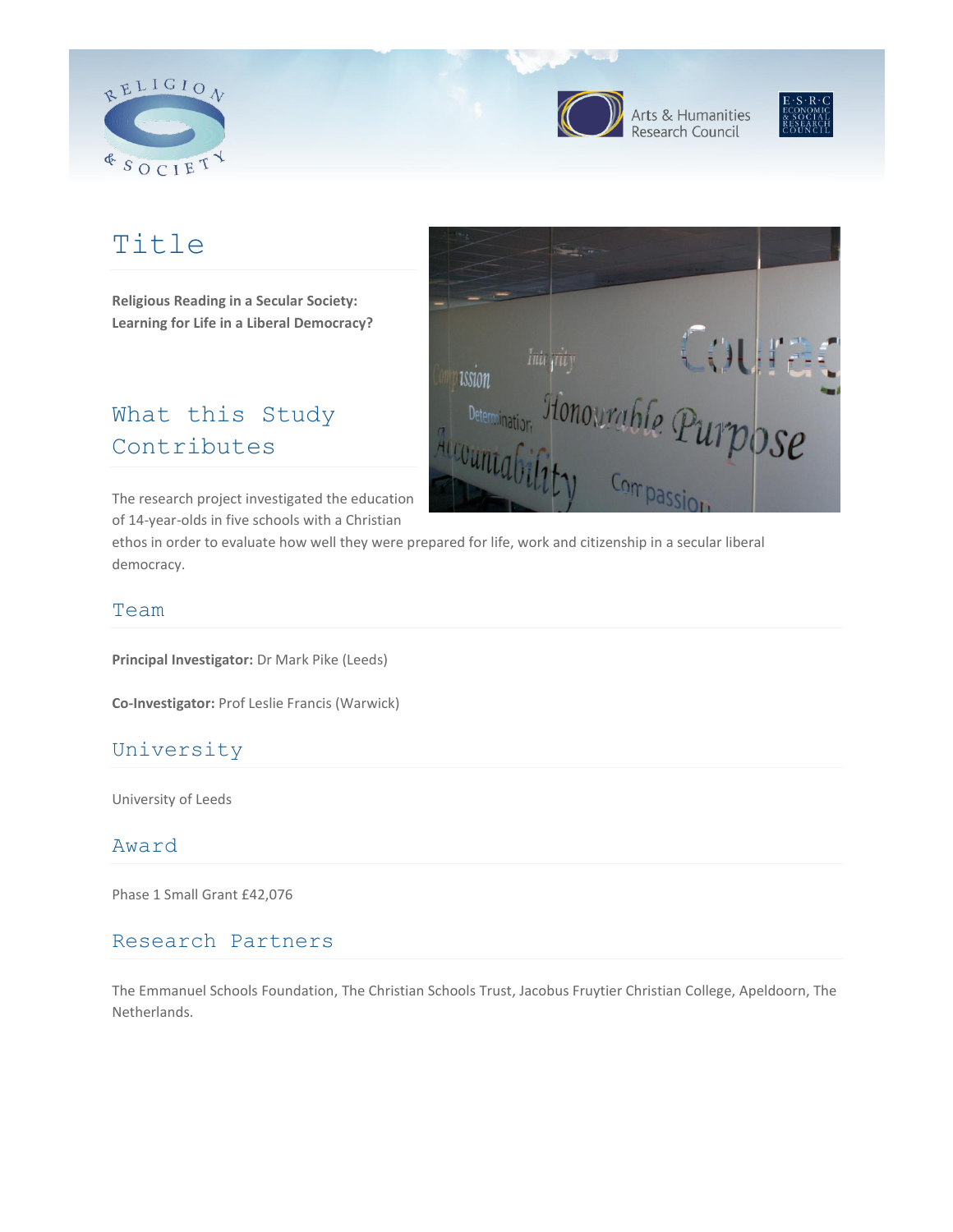## Title

**Religious Reading in a Secular Society: Learning for Life in a Liberal Democracy?**

## What this Study Contributes

The research project investigated the education of 14-year-olds in five schools with a Christian ethos in order to evaluate how well they were prepared for life, work and citizenship in a secular liberal democracy.

## Team

**Principal Investigator:** Dr Mark Pike (Leeds)

**Co-Investigator:** Prof Leslie Francis (Warwick)

## University

University of Leeds

## Award

Phase 1 Small Grant £42,076

## Research Partners

The Emmanuel Schools Foundation, The Christian Schools Trust, Jacobus Fruytier Christian College, Apeldoorn, The Netherlands.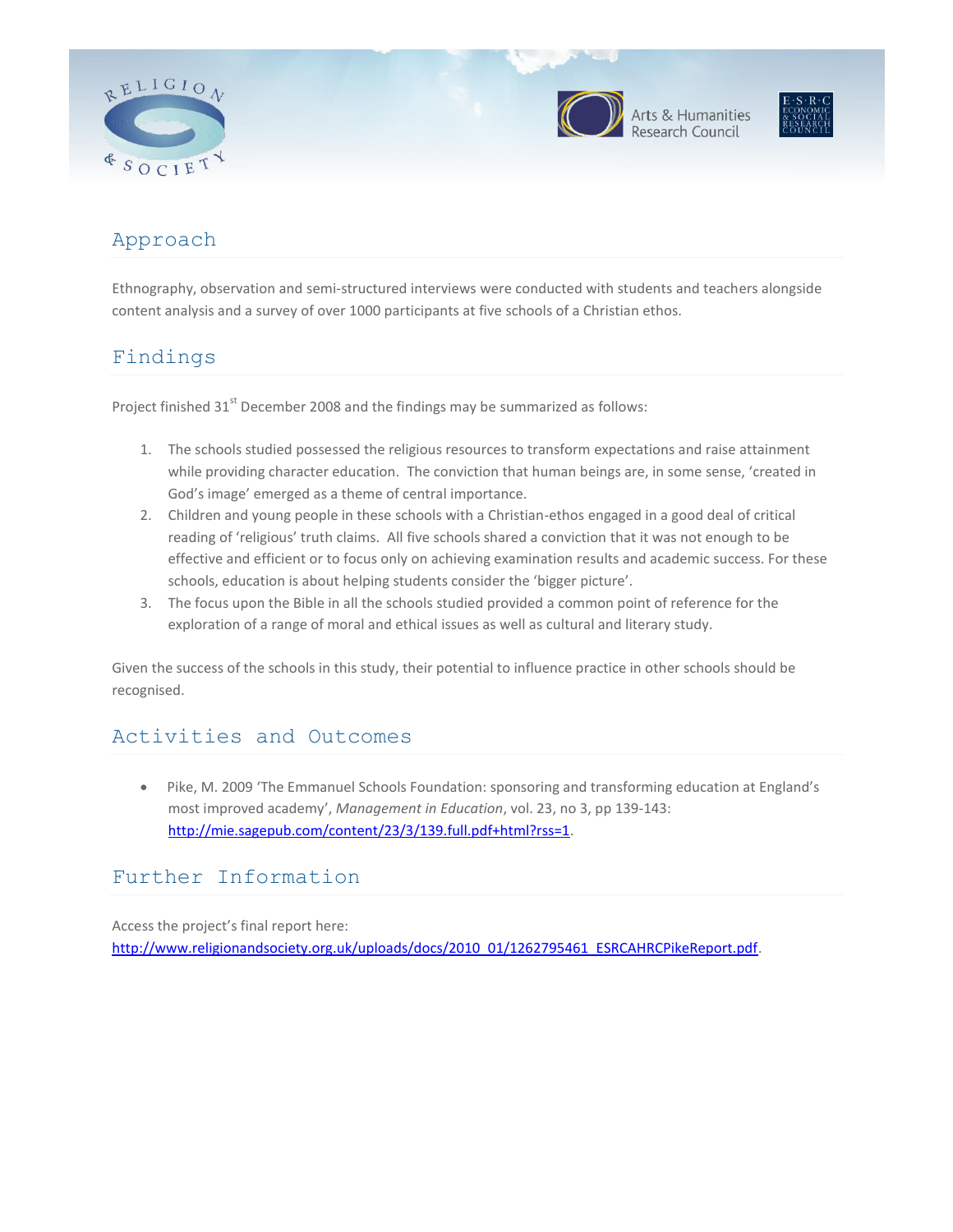## Approach

Ethnography, observation and semi-structured interviews were conducted with students and teachers alongside content analysis and a survey of over 1000 participants at five schools of a Christian ethos.

## Findings

Project finished 31st December 2008 and the findings may be summarized as follows:

1. The schools studied possessed the religious resources to transform expectations and raise attainment while providing character education. The conviction that human beings are, in some sense, 'created in God's image' emerged as a theme of central importance.
2. Children and young people in these schools with a Christian-ethos engaged in a good deal of critical reading of 'religious' truth claims. All five schools shared a conviction that it was not enough to be effective and efficient or to focus only on achieving examination results and academic success. For these schools, education is about helping students consider the 'bigger picture'.
3. The focus upon the Bible in all the schools studied provided a common point of reference for the exploration of a range of moral and ethical issues as well as cultural and literary study.

Given the success of the schools in this study, their potential to influence practice in other schools should be recognised.

## Activities and Outcomes

- Pike, M. 2009 'The Emmanuel Schools Foundation: sponsoring and transforming education at England's most improved academy', *Management in Education*, vol. 23, no 3, pp 139-143: http://mie.sagepub.com/content/23/3/139.full.pdf+html?rss=1.

## Further Information

Access the project's final report here: http://www.religionandsociety.org.uk/uploads/docs/2010_01/1262795461_ESRCAHRCPikeReport.pdf.